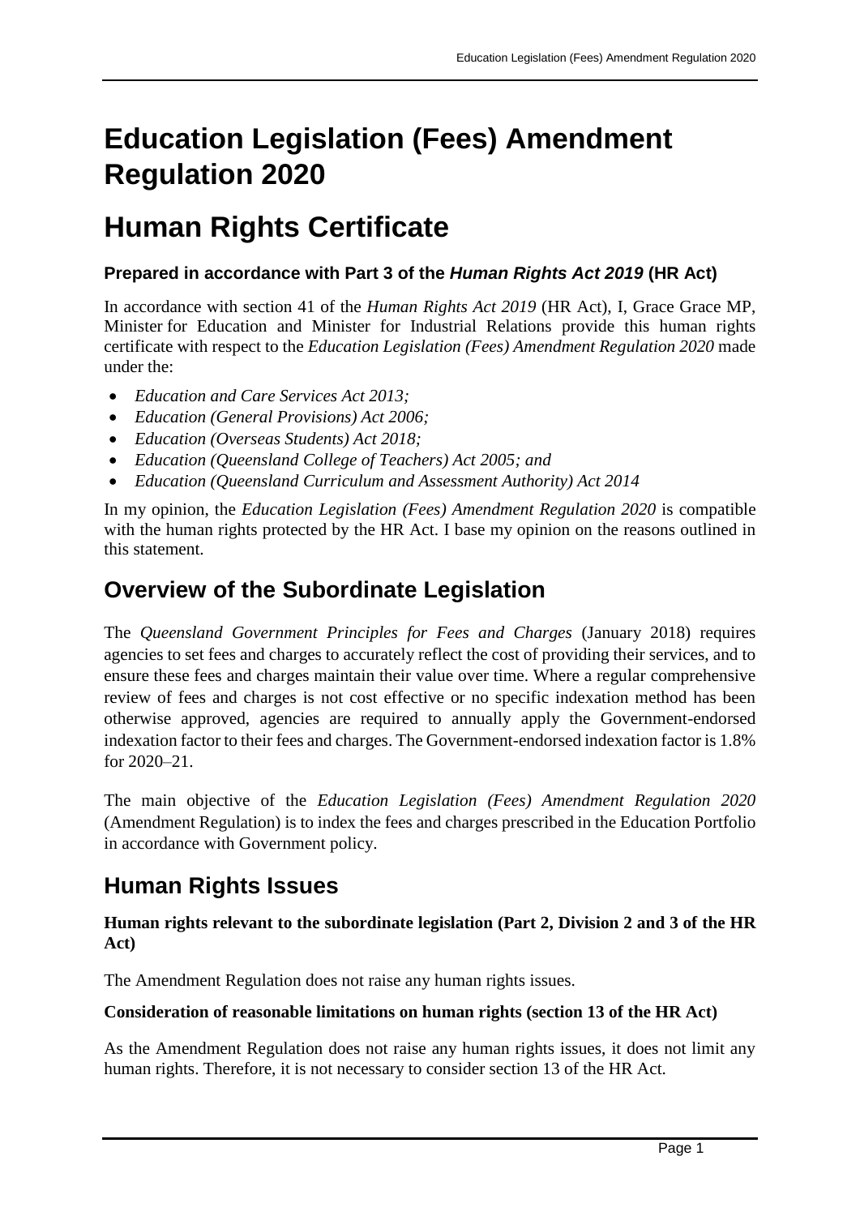# Education Legislation (Fees) Amendment Regulation 2020

# Human Rights Certificate

### Prepared in accordance with Part 3 of the *Human Rights Act 2019* (HR Act)

In accordance with section 41 of the *Human Rights Act 2019* (HR Act), I, Grace Grace MP, Minister for Education and Minister for Industrial Relations provide this human rights certificate with respect to the *Education Legislation (Fees) Amendment Regulation 2020* made under the:

- *Education and Care Services Act 2013;*
- *Education (General Provisions) Act 2006;*
- *Education (Overseas Students) Act 2018;*
- *Education (Queensland College of Teachers) Act 2005; and*
- *Education (Queensland Curriculum and Assessment Authority) Act 2014*

In my opinion, the *Education Legislation (Fees) Amendment Regulation 2020* is compatible with the human rights protected by the HR Act. I base my opinion on the reasons outlined in this statement.

## Overview of the Subordinate Legislation

The *Queensland Government Principles for Fees and Charges* (January 2018) requires agencies to set fees and charges to accurately reflect the cost of providing their services, and to ensure these fees and charges maintain their value over time. Where a regular comprehensive review of fees and charges is not cost effective or no specific indexation method has been otherwise approved, agencies are required to annually apply the Government-endorsed indexation factor to their fees and charges. The Government-endorsed indexation factor is 1.8% for 2020–21.

The main objective of the *Education Legislation (Fees) Amendment Regulation 2020* (Amendment Regulation) is to index the fees and charges prescribed in the Education Portfolio in accordance with Government policy.

## Human Rights Issues

**Human rights relevant to the subordinate legislation (Part 2, Division 2 and 3 of the HR Act)**

The Amendment Regulation does not raise any human rights issues.

**Consideration of reasonable limitations on human rights (section 13 of the HR Act)**

As the Amendment Regulation does not raise any human rights issues, it does not limit any human rights. Therefore, it is not necessary to consider section 13 of the HR Act.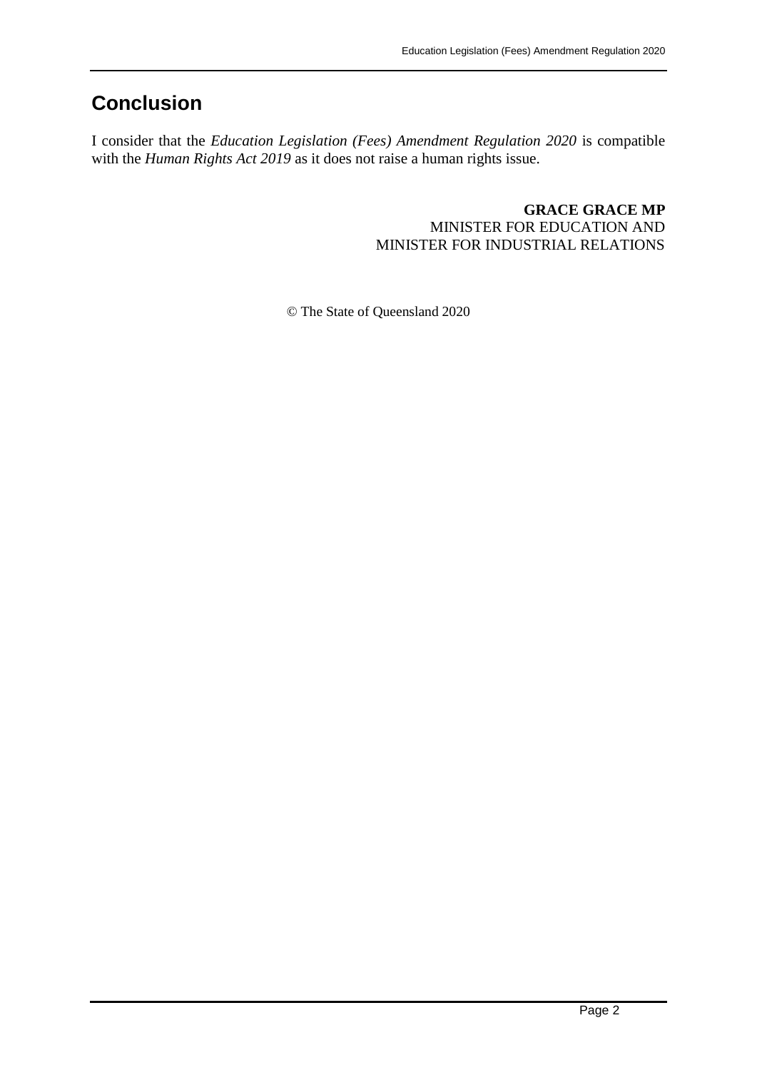## Conclusion

I consider that the *Education Legislation (Fees) Amendment Regulation 2020* is compatible with the *Human Rights Act 2019* as it does not raise a human rights issue.

**GRACE GRACE MP**
MINISTER FOR EDUCATION AND
MINISTER FOR INDUSTRIAL RELATIONS

© The State of Queensland 2020